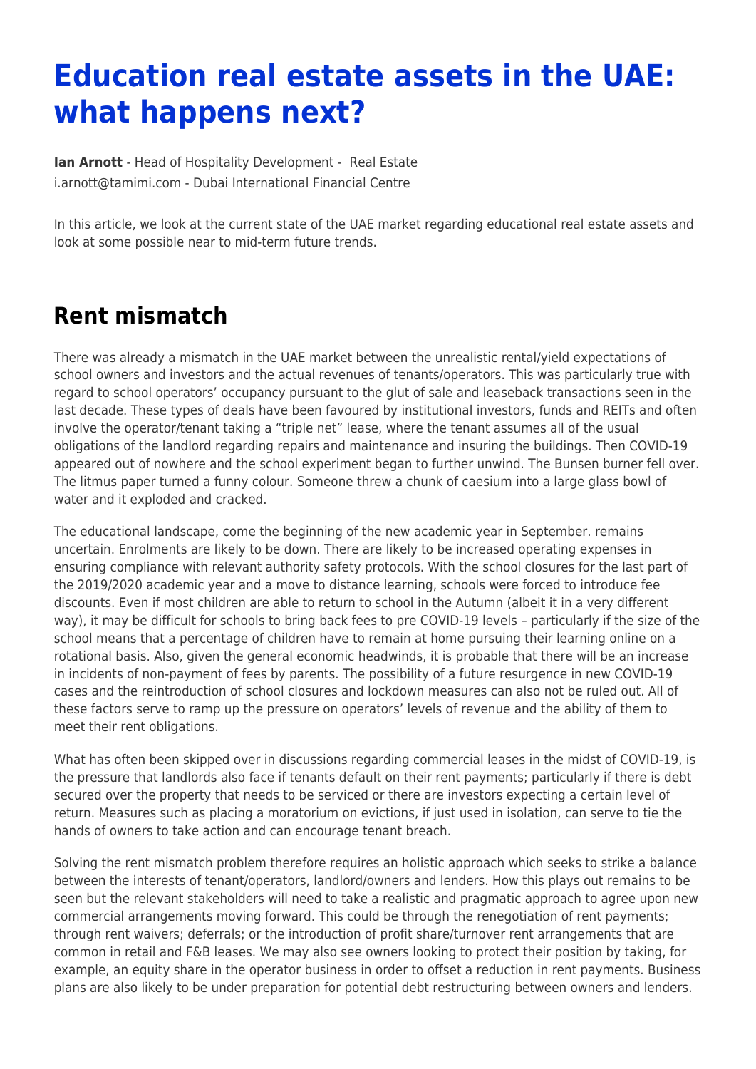# Education real estate assets in the UAE: what happens next?

**Ian Arnott** - Head of Hospitality Development - Real Estate
i.arnott@tamimi.com - Dubai International Financial Centre

In this article, we look at the current state of the UAE market regarding educational real estate assets and look at some possible near to mid-term future trends.

## Rent mismatch

There was already a mismatch in the UAE market between the unrealistic rental/yield expectations of school owners and investors and the actual revenues of tenants/operators. This was particularly true with regard to school operators' occupancy pursuant to the glut of sale and leaseback transactions seen in the last decade. These types of deals have been favoured by institutional investors, funds and REITs and often involve the operator/tenant taking a "triple net" lease, where the tenant assumes all of the usual obligations of the landlord regarding repairs and maintenance and insuring the buildings. Then COVID-19 appeared out of nowhere and the school experiment began to further unwind. The Bunsen burner fell over. The litmus paper turned a funny colour. Someone threw a chunk of caesium into a large glass bowl of water and it exploded and cracked.

The educational landscape, come the beginning of the new academic year in September. remains uncertain. Enrolments are likely to be down. There are likely to be increased operating expenses in ensuring compliance with relevant authority safety protocols. With the school closures for the last part of the 2019/2020 academic year and a move to distance learning, schools were forced to introduce fee discounts. Even if most children are able to return to school in the Autumn (albeit it in a very different way), it may be difficult for schools to bring back fees to pre COVID-19 levels – particularly if the size of the school means that a percentage of children have to remain at home pursuing their learning online on a rotational basis. Also, given the general economic headwinds, it is probable that there will be an increase in incidents of non-payment of fees by parents. The possibility of a future resurgence in new COVID-19 cases and the reintroduction of school closures and lockdown measures can also not be ruled out. All of these factors serve to ramp up the pressure on operators' levels of revenue and the ability of them to meet their rent obligations.

What has often been skipped over in discussions regarding commercial leases in the midst of COVID-19, is the pressure that landlords also face if tenants default on their rent payments; particularly if there is debt secured over the property that needs to be serviced or there are investors expecting a certain level of return. Measures such as placing a moratorium on evictions, if just used in isolation, can serve to tie the hands of owners to take action and can encourage tenant breach.

Solving the rent mismatch problem therefore requires an holistic approach which seeks to strike a balance between the interests of tenant/operators, landlord/owners and lenders. How this plays out remains to be seen but the relevant stakeholders will need to take a realistic and pragmatic approach to agree upon new commercial arrangements moving forward. This could be through the renegotiation of rent payments; through rent waivers; deferrals; or the introduction of profit share/turnover rent arrangements that are common in retail and F&B leases. We may also see owners looking to protect their position by taking, for example, an equity share in the operator business in order to offset a reduction in rent payments. Business plans are also likely to be under preparation for potential debt restructuring between owners and lenders.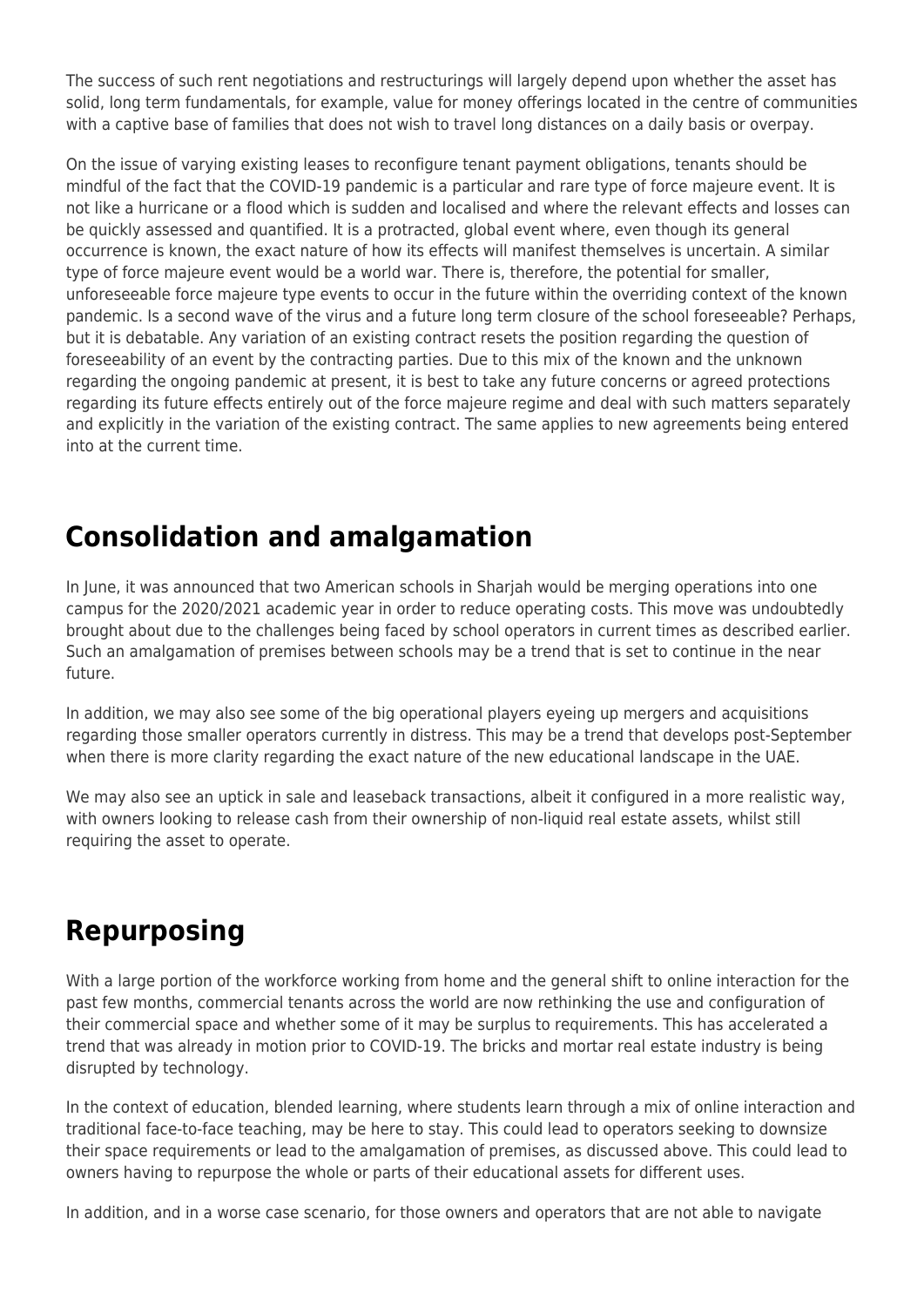The success of such rent negotiations and restructurings will largely depend upon whether the asset has solid, long term fundamentals, for example, value for money offerings located in the centre of communities with a captive base of families that does not wish to travel long distances on a daily basis or overpay.

On the issue of varying existing leases to reconfigure tenant payment obligations, tenants should be mindful of the fact that the COVID-19 pandemic is a particular and rare type of force majeure event. It is not like a hurricane or a flood which is sudden and localised and where the relevant effects and losses can be quickly assessed and quantified. It is a protracted, global event where, even though its general occurrence is known, the exact nature of how its effects will manifest themselves is uncertain. A similar type of force majeure event would be a world war. There is, therefore, the potential for smaller, unforeseeable force majeure type events to occur in the future within the overriding context of the known pandemic. Is a second wave of the virus and a future long term closure of the school foreseeable? Perhaps, but it is debatable. Any variation of an existing contract resets the position regarding the question of foreseeability of an event by the contracting parties. Due to this mix of the known and the unknown regarding the ongoing pandemic at present, it is best to take any future concerns or agreed protections regarding its future effects entirely out of the force majeure regime and deal with such matters separately and explicitly in the variation of the existing contract. The same applies to new agreements being entered into at the current time.

## Consolidation and amalgamation

In June, it was announced that two American schools in Sharjah would be merging operations into one campus for the 2020/2021 academic year in order to reduce operating costs. This move was undoubtedly brought about due to the challenges being faced by school operators in current times as described earlier. Such an amalgamation of premises between schools may be a trend that is set to continue in the near future.

In addition, we may also see some of the big operational players eyeing up mergers and acquisitions regarding those smaller operators currently in distress. This may be a trend that develops post-September when there is more clarity regarding the exact nature of the new educational landscape in the UAE.

We may also see an uptick in sale and leaseback transactions, albeit it configured in a more realistic way, with owners looking to release cash from their ownership of non-liquid real estate assets, whilst still requiring the asset to operate.

## Repurposing

With a large portion of the workforce working from home and the general shift to online interaction for the past few months, commercial tenants across the world are now rethinking the use and configuration of their commercial space and whether some of it may be surplus to requirements. This has accelerated a trend that was already in motion prior to COVID-19. The bricks and mortar real estate industry is being disrupted by technology.

In the context of education, blended learning, where students learn through a mix of online interaction and traditional face-to-face teaching, may be here to stay. This could lead to operators seeking to downsize their space requirements or lead to the amalgamation of premises, as discussed above. This could lead to owners having to repurpose the whole or parts of their educational assets for different uses.

In addition, and in a worse case scenario, for those owners and operators that are not able to navigate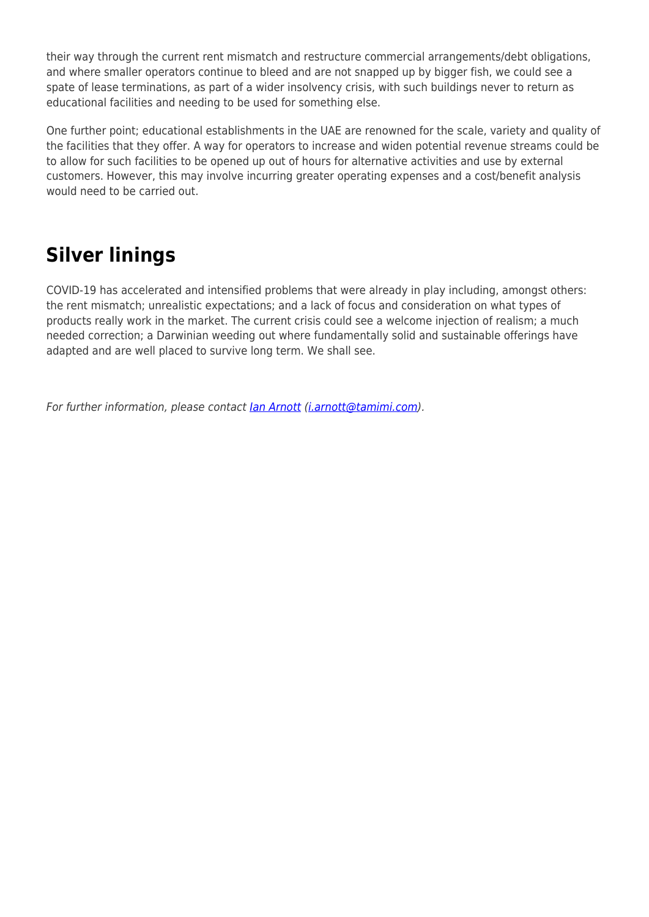their way through the current rent mismatch and restructure commercial arrangements/debt obligations, and where smaller operators continue to bleed and are not snapped up by bigger fish, we could see a spate of lease terminations, as part of a wider insolvency crisis, with such buildings never to return as educational facilities and needing to be used for something else.

One further point; educational establishments in the UAE are renowned for the scale, variety and quality of the facilities that they offer. A way for operators to increase and widen potential revenue streams could be to allow for such facilities to be opened up out of hours for alternative activities and use by external customers. However, this may involve incurring greater operating expenses and a cost/benefit analysis would need to be carried out.

## Silver linings

COVID-19 has accelerated and intensified problems that were already in play including, amongst others: the rent mismatch; unrealistic expectations; and a lack of focus and consideration on what types of products really work in the market. The current crisis could see a welcome injection of realism; a much needed correction; a Darwinian weeding out where fundamentally solid and sustainable offerings have adapted and are well placed to survive long term. We shall see.

*For further information, please contact [Ian Arnott](Ian Arnott) ([i.arnott@tamimi.com](mailto:i.arnott@tamimi.com)).*